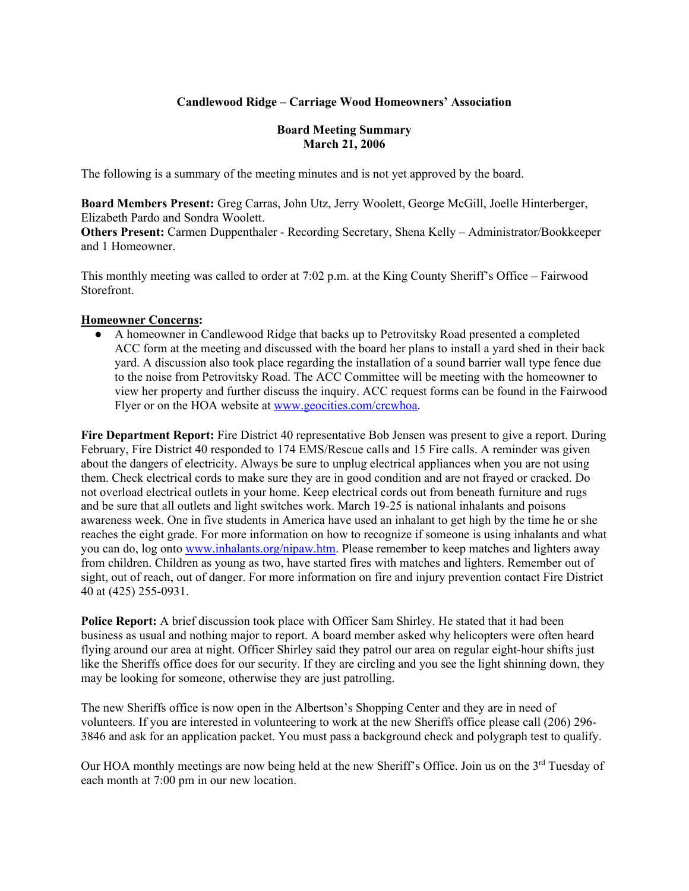**Candlewood Ridge – Carriage Wood Homeowners' Association**

**Board Meeting Summary**
**March 21, 2006**

The following is a summary of the meeting minutes and is not yet approved by the board.

**Board Members Present:** Greg Carras, John Utz, Jerry Woolett, George McGill, Joelle Hinterberger, Elizabeth Pardo and Sondra Woolett.
**Others Present:** Carmen Duppenthaler - Recording Secretary, Shena Kelly – Administrator/Bookkeeper and 1 Homeowner.

This monthly meeting was called to order at 7:02 p.m. at the King County Sheriff's Office – Fairwood Storefront.

**Homeowner Concerns:**

- A homeowner in Candlewood Ridge that backs up to Petrovitsky Road presented a completed ACC form at the meeting and discussed with the board her plans to install a yard shed in their back yard. A discussion also took place regarding the installation of a sound barrier wall type fence due to the noise from Petrovitsky Road. The ACC Committee will be meeting with the homeowner to view her property and further discuss the inquiry. ACC request forms can be found in the Fairwood Flyer or on the HOA website at www.geocities.com/crcwhoa.

**Fire Department Report:** Fire District 40 representative Bob Jensen was present to give a report. During February, Fire District 40 responded to 174 EMS/Rescue calls and 15 Fire calls. A reminder was given about the dangers of electricity. Always be sure to unplug electrical appliances when you are not using them. Check electrical cords to make sure they are in good condition and are not frayed or cracked. Do not overload electrical outlets in your home. Keep electrical cords out from beneath furniture and rugs and be sure that all outlets and light switches work. March 19-25 is national inhalants and poisons awareness week. One in five students in America have used an inhalant to get high by the time he or she reaches the eight grade. For more information on how to recognize if someone is using inhalants and what you can do, log onto www.inhalants.org/nipaw.htm. Please remember to keep matches and lighters away from children. Children as young as two, have started fires with matches and lighters. Remember out of sight, out of reach, out of danger. For more information on fire and injury prevention contact Fire District 40 at (425) 255-0931.

**Police Report:** A brief discussion took place with Officer Sam Shirley. He stated that it had been business as usual and nothing major to report. A board member asked why helicopters were often heard flying around our area at night. Officer Shirley said they patrol our area on regular eight-hour shifts just like the Sheriffs office does for our security. If they are circling and you see the light shinning down, they may be looking for someone, otherwise they are just patrolling.

The new Sheriffs office is now open in the Albertson's Shopping Center and they are in need of volunteers. If you are interested in volunteering to work at the new Sheriffs office please call (206) 296-3846 and ask for an application packet. You must pass a background check and polygraph test to qualify.

Our HOA monthly meetings are now being held at the new Sheriff's Office. Join us on the 3rd Tuesday of each month at 7:00 pm in our new location.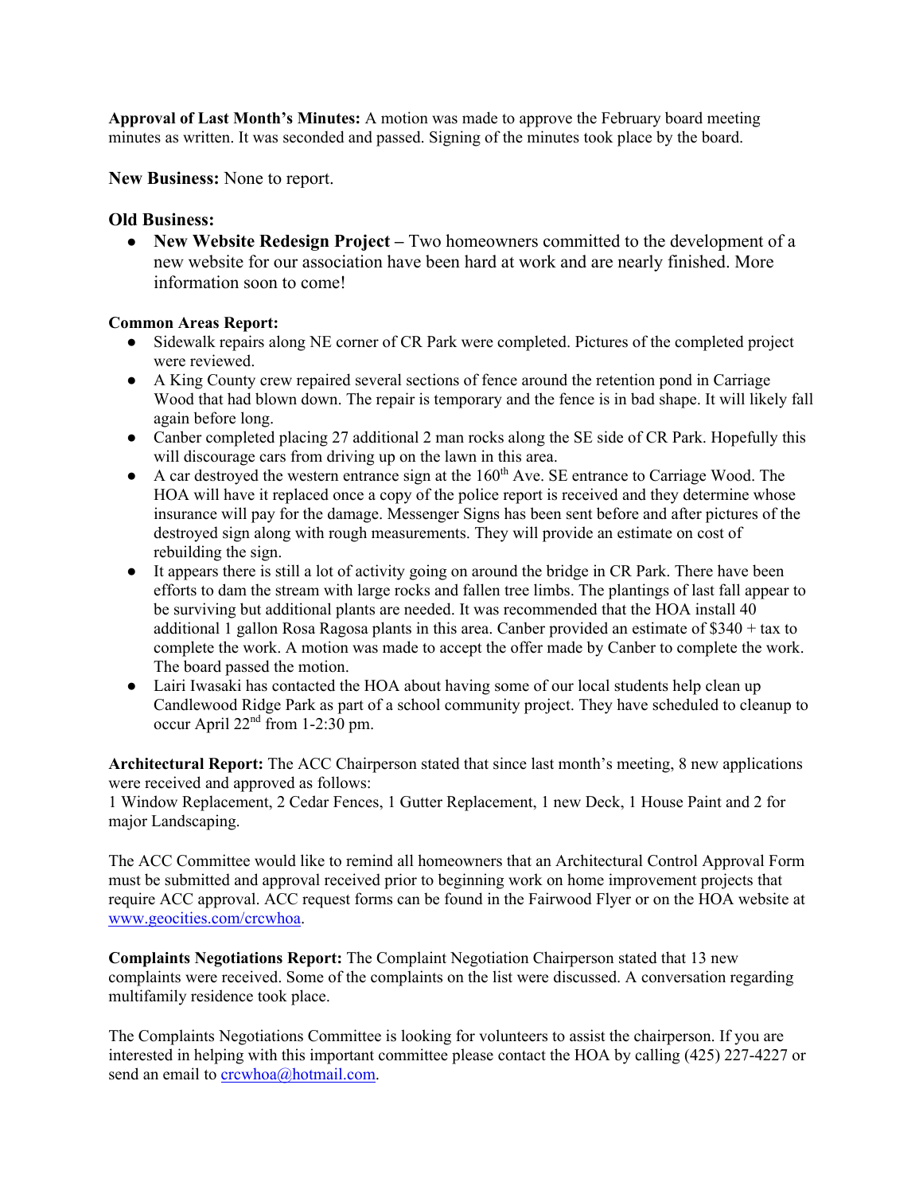**Approval of Last Month's Minutes:** A motion was made to approve the February board meeting minutes as written. It was seconded and passed. Signing of the minutes took place by the board.

**New Business:** None to report.

**Old Business:**

- **New Website Redesign Project –** Two homeowners committed to the development of a new website for our association have been hard at work and are nearly finished. More information soon to come!

**Common Areas Report:**

- Sidewalk repairs along NE corner of CR Park were completed. Pictures of the completed project were reviewed.
- A King County crew repaired several sections of fence around the retention pond in Carriage Wood that had blown down. The repair is temporary and the fence is in bad shape. It will likely fall again before long.
- Canber completed placing 27 additional 2 man rocks along the SE side of CR Park. Hopefully this will discourage cars from driving up on the lawn in this area.
- A car destroyed the western entrance sign at the 160th Ave. SE entrance to Carriage Wood. The HOA will have it replaced once a copy of the police report is received and they determine whose insurance will pay for the damage. Messenger Signs has been sent before and after pictures of the destroyed sign along with rough measurements. They will provide an estimate on cost of rebuilding the sign.
- It appears there is still a lot of activity going on around the bridge in CR Park. There have been efforts to dam the stream with large rocks and fallen tree limbs. The plantings of last fall appear to be surviving but additional plants are needed. It was recommended that the HOA install 40 additional 1 gallon Rosa Ragosa plants in this area. Canber provided an estimate of $340 + tax to complete the work. A motion was made to accept the offer made by Canber to complete the work. The board passed the motion.
- Lairi Iwasaki has contacted the HOA about having some of our local students help clean up Candlewood Ridge Park as part of a school community project. They have scheduled to cleanup to occur April 22nd from 1-2:30 pm.

**Architectural Report:** The ACC Chairperson stated that since last month's meeting, 8 new applications were received and approved as follows:
1 Window Replacement, 2 Cedar Fences, 1 Gutter Replacement, 1 new Deck, 1 House Paint and 2 for major Landscaping.

The ACC Committee would like to remind all homeowners that an Architectural Control Approval Form must be submitted and approval received prior to beginning work on home improvement projects that require ACC approval. ACC request forms can be found in the Fairwood Flyer or on the HOA website at www.geocities.com/crcwhoa.

**Complaints Negotiations Report:** The Complaint Negotiation Chairperson stated that 13 new complaints were received. Some of the complaints on the list were discussed. A conversation regarding multifamily residence took place.

The Complaints Negotiations Committee is looking for volunteers to assist the chairperson. If you are interested in helping with this important committee please contact the HOA by calling (425) 227-4227 or send an email to crcwhoa@hotmail.com.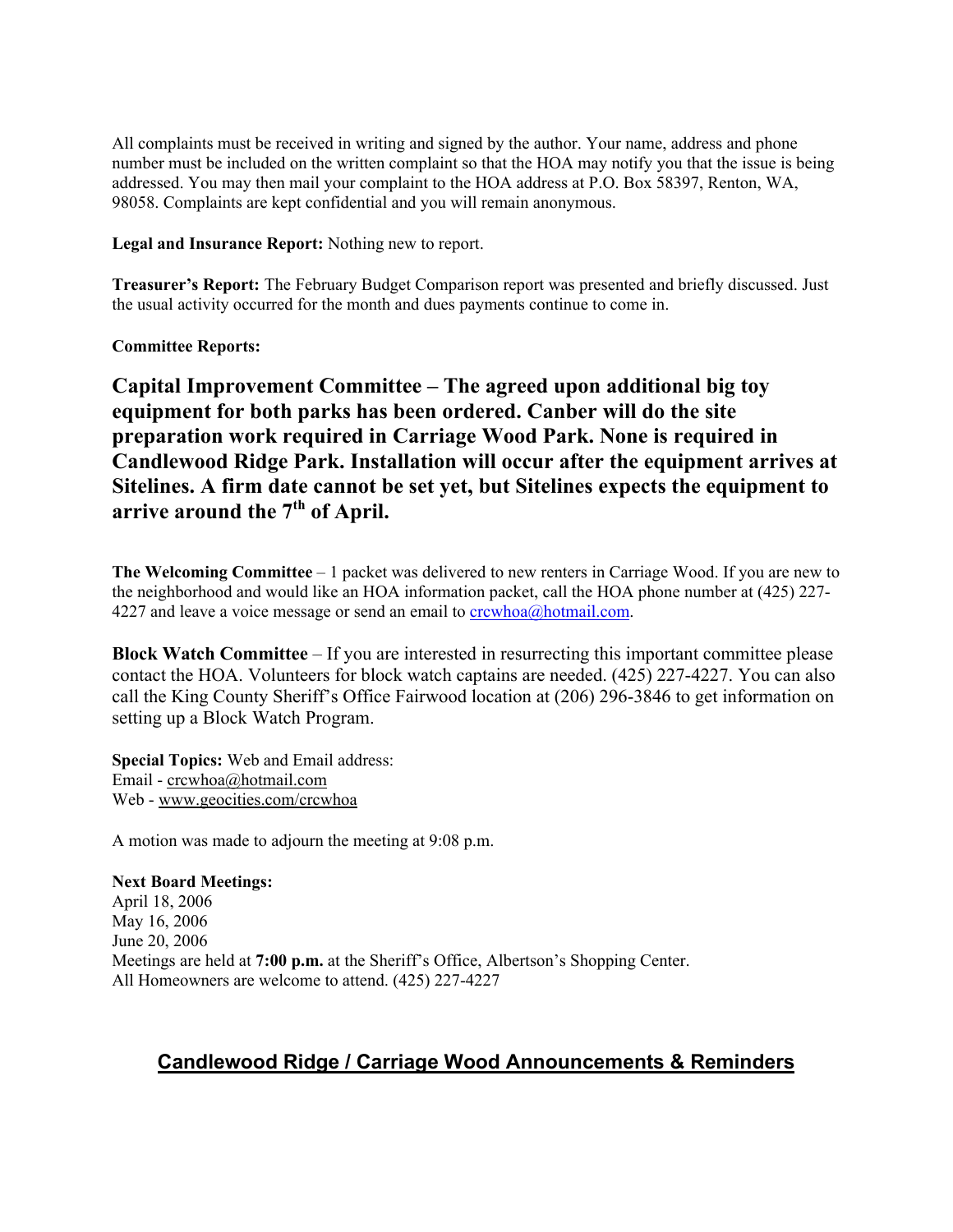All complaints must be received in writing and signed by the author. Your name, address and phone number must be included on the written complaint so that the HOA may notify you that the issue is being addressed. You may then mail your complaint to the HOA address at P.O. Box 58397, Renton, WA, 98058. Complaints are kept confidential and you will remain anonymous.

**Legal and Insurance Report:** Nothing new to report.

**Treasurer's Report:** The February Budget Comparison report was presented and briefly discussed. Just the usual activity occurred for the month and dues payments continue to come in.

**Committee Reports:**

**Capital Improvement Committee – The agreed upon additional big toy equipment for both parks has been ordered. Canber will do the site preparation work required in Carriage Wood Park. None is required in Candlewood Ridge Park. Installation will occur after the equipment arrives at Sitelines. A firm date cannot be set yet, but Sitelines expects the equipment to arrive around the 7th of April.**

**The Welcoming Committee** – 1 packet was delivered to new renters in Carriage Wood. If you are new to the neighborhood and would like an HOA information packet, call the HOA phone number at (425) 227-4227 and leave a voice message or send an email to crcwhoa@hotmail.com.

**Block Watch Committee** – If you are interested in resurrecting this important committee please contact the HOA. Volunteers for block watch captains are needed. (425) 227-4227. You can also call the King County Sheriff's Office Fairwood location at (206) 296-3846 to get information on setting up a Block Watch Program.

**Special Topics:** Web and Email address:
Email - crcwhoa@hotmail.com
Web - www.geocities.com/crcwhoa

A motion was made to adjourn the meeting at 9:08 p.m.

**Next Board Meetings:**
April 18, 2006
May 16, 2006
June 20, 2006
Meetings are held at **7:00 p.m.** at the Sheriff's Office, Albertson's Shopping Center.
All Homeowners are welcome to attend. (425) 227-4227

## Candlewood Ridge / Carriage Wood Announcements & Reminders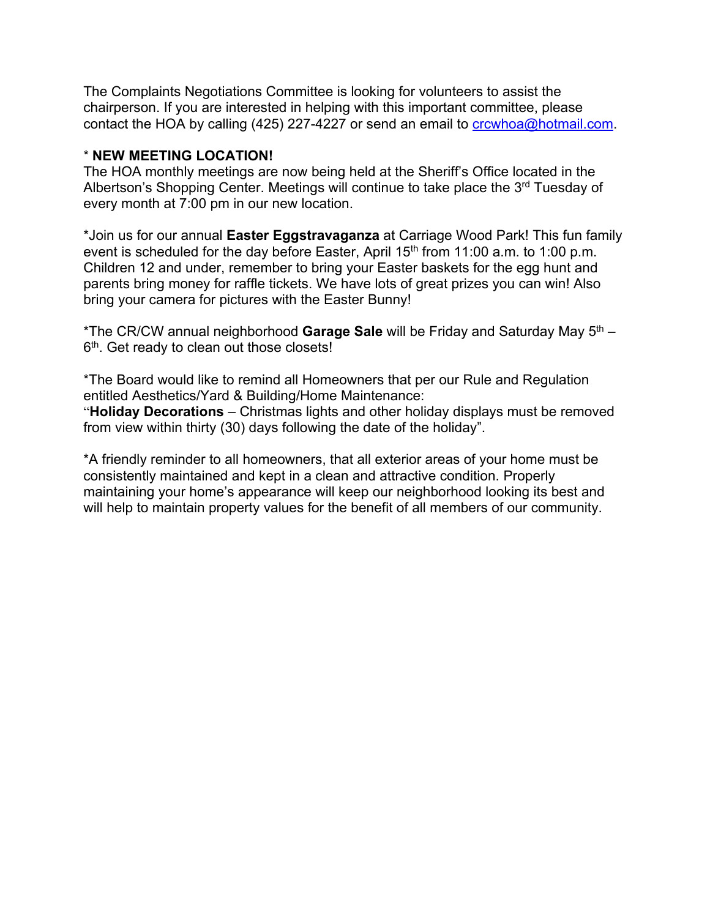The Complaints Negotiations Committee is looking for volunteers to assist the chairperson. If you are interested in helping with this important committee, please contact the HOA by calling (425) 227-4227 or send an email to crcwhoa@hotmail.com.

* **NEW MEETING LOCATION!**
The HOA monthly meetings are now being held at the Sheriff's Office located in the Albertson's Shopping Center. Meetings will continue to take place the 3rd Tuesday of every month at 7:00 pm in our new location.

*Join us for our annual **Easter Eggstravaganza** at Carriage Wood Park! This fun family event is scheduled for the day before Easter, April 15th from 11:00 a.m. to 1:00 p.m. Children 12 and under, remember to bring your Easter baskets for the egg hunt and parents bring money for raffle tickets. We have lots of great prizes you can win! Also bring your camera for pictures with the Easter Bunny!

*The CR/CW annual neighborhood **Garage Sale** will be Friday and Saturday May 5th – 6th. Get ready to clean out those closets!

*The Board would like to remind all Homeowners that per our Rule and Regulation entitled Aesthetics/Yard & Building/Home Maintenance:
"**Holiday Decorations** – Christmas lights and other holiday displays must be removed from view within thirty (30) days following the date of the holiday".

*A friendly reminder to all homeowners, that all exterior areas of your home must be consistently maintained and kept in a clean and attractive condition. Properly maintaining your home's appearance will keep our neighborhood looking its best and will help to maintain property values for the benefit of all members of our community.